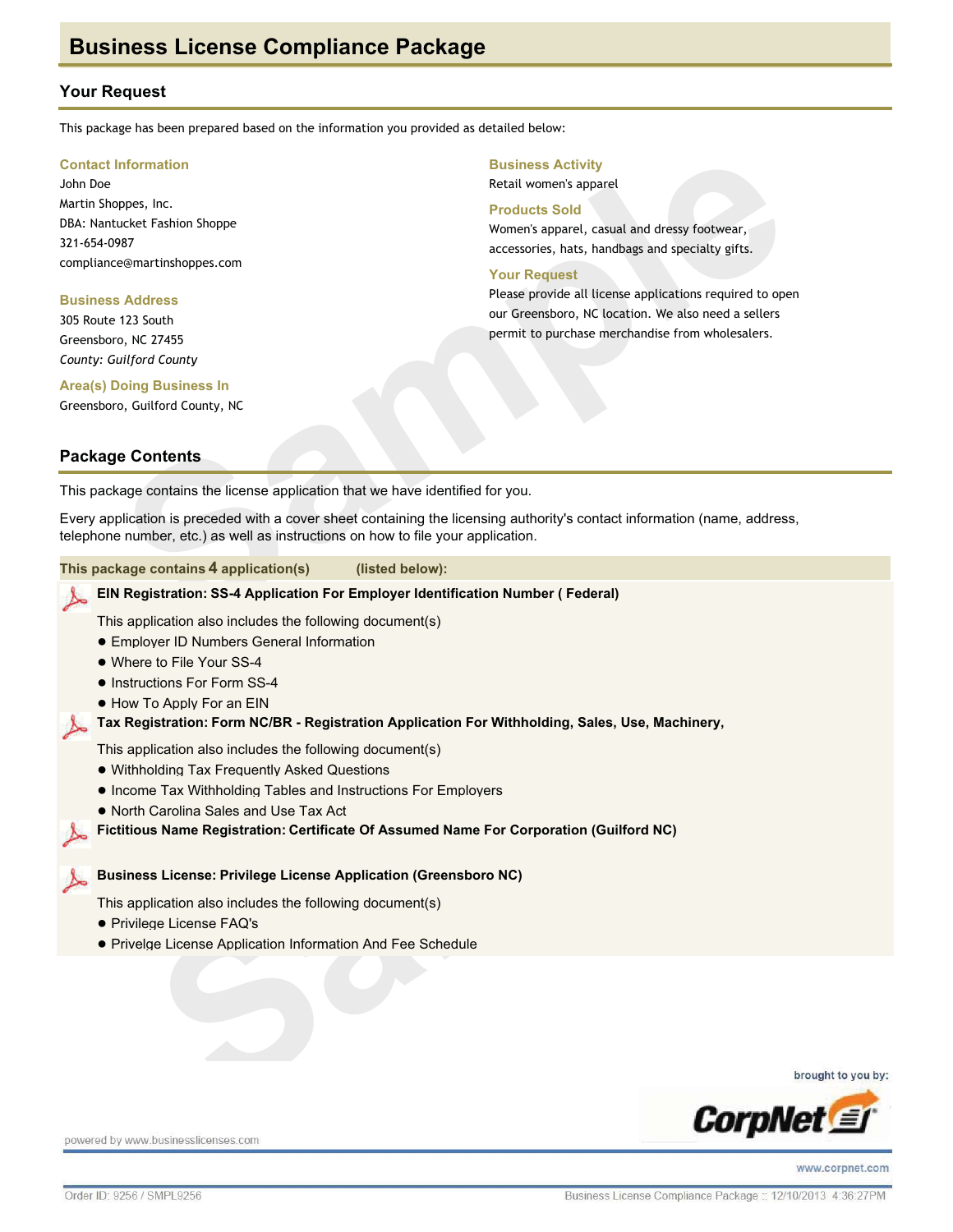# Business License Compliance Package

## Your Request

This package has been prepared based on the information you provided as detailed below:

### Contact Information

John Doe
Martin Shoppes, Inc.
DBA: Nantucket Fashion Shoppe
321-654-0987
compliance@martinshoppes.com

### Business Address

305 Route 123 South
Greensboro, NC 27455
*County: Guilford County*

### Area(s) Doing Business In

Greensboro, Guilford County, NC

### Business Activity

Retail women's apparel

### Products Sold

Women's apparel, casual and dressy footwear, accessories, hats, handbags and specialty gifts.

### Your Request

Please provide all license applications required to open our Greensboro, NC location. We also need a sellers permit to purchase merchandise from wholesalers.

## Package Contents

This package contains the license application that we have identified for you.

Every application is preceded with a cover sheet containing the licensing authority's contact information (name, address, telephone number, etc.) as well as instructions on how to file your application.

**This package contains 4 application(s) (listed below):**

**EIN Registration: SS-4 Application For Employer Identification Number ( Federal)**

This application also includes the following document(s)

- Employer ID Numbers General Information
- Where to File Your SS-4
- Instructions For Form SS-4
- How To Apply For an EIN

**Tax Registration: Form NC/BR - Registration Application For Withholding, Sales, Use, Machinery,**

This application also includes the following document(s)

- Withholding Tax Frequently Asked Questions
- Income Tax Withholding Tables and Instructions For Employers
- North Carolina Sales and Use Tax Act

**Fictitious Name Registration: Certificate Of Assumed Name For Corporation (Guilford NC)**

**Business License: Privilege License Application (Greensboro NC)**

This application also includes the following document(s)

- Privilege License FAQ's
- Privelge License Application Information And Fee Schedule

brought to you by: CorpNet

powered by www.businesslicenses.com

www.corpnet.com

Order ID: 9256 / SMPL9256

Business License Compliance Package :: 12/10/2013 4:36:27PM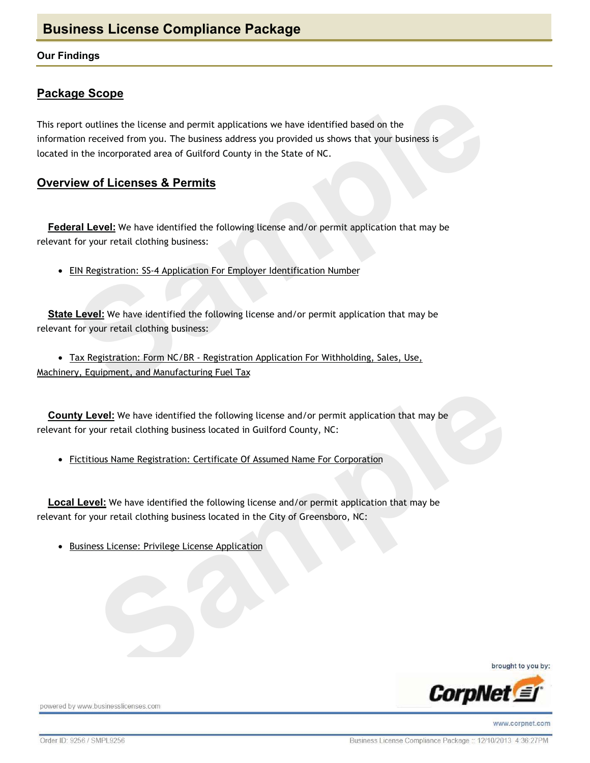# Business License Compliance Package

### Our Findings

## Package Scope

This report outlines the license and permit applications we have identified based on the information received from you. The business address you provided us shows that your business is located in the incorporated area of Guilford County in the State of NC.

## Overview of Licenses & Permits

**Federal Level:** We have identified the following license and/or permit application that may be relevant for your retail clothing business:

- EIN Registration: SS-4 Application For Employer Identification Number

**State Level:** We have identified the following license and/or permit application that may be relevant for your retail clothing business:

- Tax Registration: Form NC/BR - Registration Application For Withholding, Sales, Use, Machinery, Equipment, and Manufacturing Fuel Tax

**County Level:** We have identified the following license and/or permit application that may be relevant for your retail clothing business located in Guilford County, NC:

- Fictitious Name Registration: Certificate Of Assumed Name For Corporation

**Local Level:** We have identified the following license and/or permit application that may be relevant for your retail clothing business located in the City of Greensboro, NC:

- Business License: Privilege License Application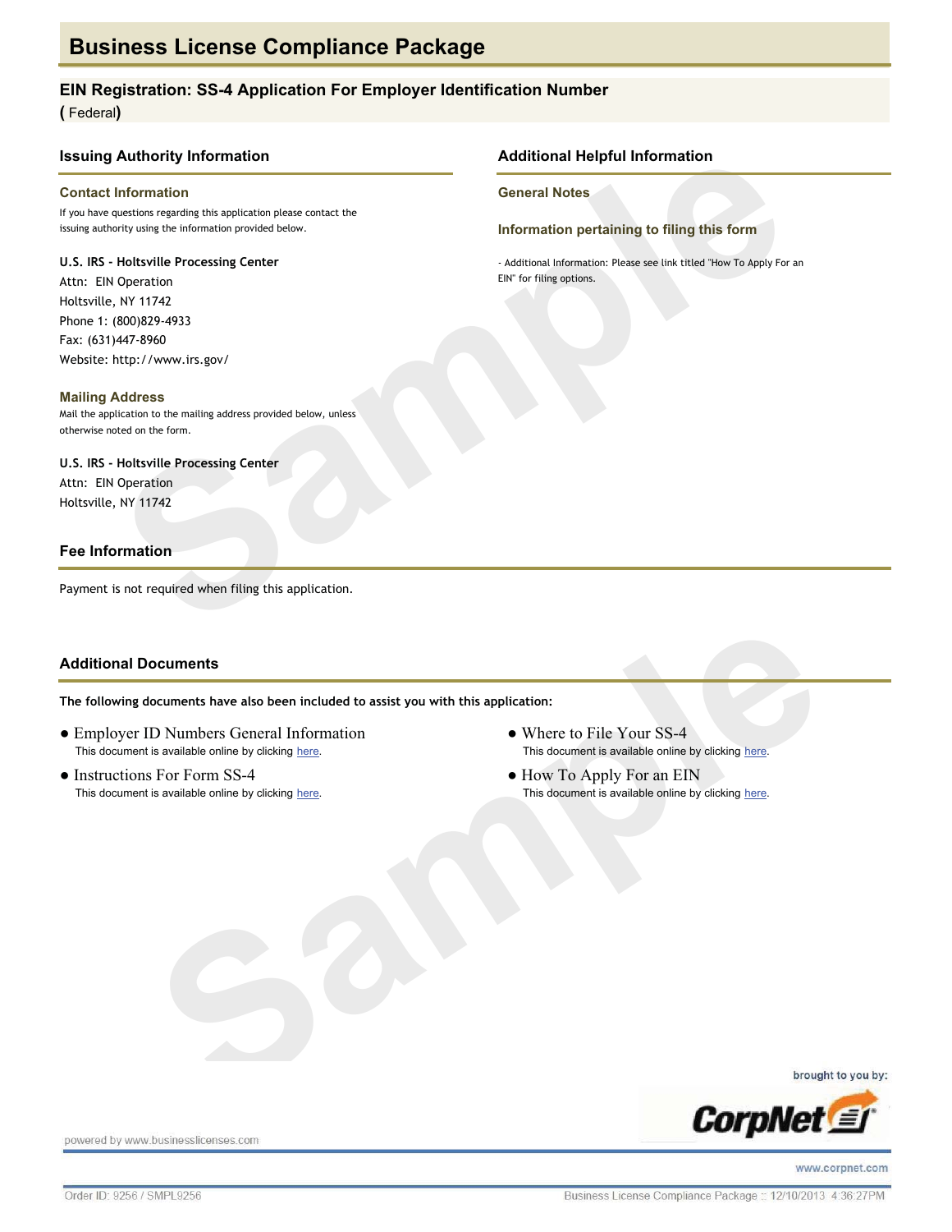# Business License Compliance Package

## EIN Registration: SS-4 Application For Employer Identification Number

**(** Federal**)**

## Issuing Authority Information

### Contact Information

If you have questions regarding this application please contact the issuing authority using the information provided below.

**U.S. IRS - Holtsville Processing Center**
Attn: EIN Operation
Holtsville, NY 11742
Phone 1: (800)829-4933
Fax: (631)447-8960
Website: http://www.irs.gov/

### Mailing Address

Mail the application to the mailing address provided below, unless otherwise noted on the form.

**U.S. IRS - Holtsville Processing Center**
Attn: EIN Operation
Holtsville, NY 11742

## Additional Helpful Information

### General Notes

### Information pertaining to filing this form

- Additional Information: Please see link titled "How To Apply For an EIN" for filing options.

## Fee Information

Payment is not required when filing this application.

## Additional Documents

**The following documents have also been included to assist you with this application:**

- Employer ID Numbers General Information
  This document is available online by clicking here.
- Instructions For Form SS-4
  This document is available online by clicking here.
- Where to File Your SS-4
  This document is available online by clicking here.
- How To Apply For an EIN
  This document is available online by clicking here.

brought to you by: CorpNet

powered by www.businesslicenses.com

www.corpnet.com

Order ID: 9256 / SMPL9256

Business License Compliance Package :: 12/10/2013 4:36:27PM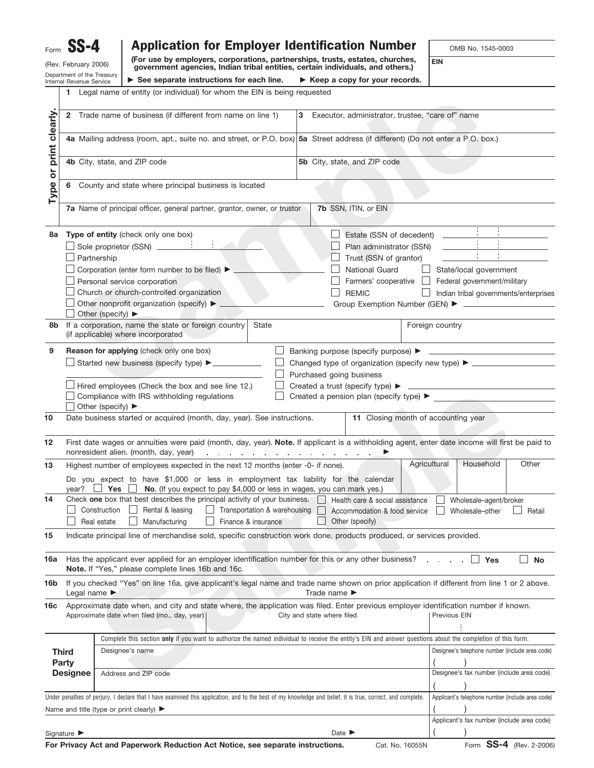Form **SS-4**

(Rev. February 2006)

Department of the Treasury
Internal Revenue Service

# Application for Employer Identification Number

**(For use by employers, corporations, partnerships, trusts, estates, churches, government agencies, Indian tribal entities, certain individuals, and others.)**

► See separate instructions for each line. ► Keep a copy for your records.

OMB No. 1545-0003

EIN

Sample

**Type or print clearly.**

1 Legal name of entity (or individual) for whom the EIN is being requested

2 Trade name of business (if different from name on line 1)

3 Executor, administrator, trustee, "care of" name

4a Mailing address (room, apt., suite no. and street, or P.O. box)

5a Street address (if different) (Do not enter a P.O. box.)

4b City, state, and ZIP code

5b City, state, and ZIP code

6 County and state where principal business is located

7a Name of principal officer, general partner, grantor, owner, or trustor

7b SSN, ITIN, or EIN

**8a Type of entity** (check only one box)

- ☐ Sole proprietor (SSN) ____
- ☐ Partnership
- ☐ Corporation (enter form number to be filed) ► ____
- ☐ Personal service corporation
- ☐ Church or church-controlled organization
- ☐ Other nonprofit organization (specify) ► ____
- ☐ Other (specify) ►
- ☐ Estate (SSN of decedent) ____
- ☐ Plan administrator (SSN) ____
- ☐ Trust (SSN of grantor) ____
- ☐ National Guard
- ☐ State/local government
- ☐ Farmers' cooperative
- ☐ Federal government/military
- ☐ REMIC
- ☐ Indian tribal governments/enterprises
- Group Exemption Number (GEN) ► ____

**8b** If a corporation, name the state or foreign country (if applicable) where incorporated | State | Foreign country

**9 Reason for applying** (check only one box)

- ☐ Started new business (specify type) ► ____
- ☐ Hired employees (Check the box and see line 12.)
- ☐ Compliance with IRS withholding regulations
- ☐ Other (specify) ►
- ☐ Banking purpose (specify purpose) ► ____
- ☐ Changed type of organization (specify new type) ► ____
- ☐ Purchased going business
- ☐ Created a trust (specify type) ► ____
- ☐ Created a pension plan (specify type) ► ____

**10** Date business started or acquired (month, day, year). See instructions.

**11** Closing month of accounting year

**12** First date wages or annuities were paid (month, day, year). **Note.** If applicant is a withholding agent, enter date income will first be paid to nonresident alien. (month, day, year) . . . . . . . . . . . . . . . . ►

**13** Highest number of employees expected in the next 12 months (enter -0- if none).

| Agricultural | Household | Other |
|---|---|---|
| | | |

Do you expect to have $1,000 or less in employment tax liability for the calendar year? ☐ **Yes** ☐ **No**. (If you expect to pay $4,000 or less in wages, you can mark yes.)

**14** Check **one** box that best describes the principal activity of your business.

- ☐ Health care & social assistance
- ☐ Wholesale–agent/broker
- ☐ Construction
- ☐ Rental & leasing
- ☐ Transportation & warehousing
- ☐ Accommodation & food service
- ☐ Wholesale–other
- ☐ Retail
- ☐ Real estate
- ☐ Manufacturing
- ☐ Finance & insurance
- ☐ Other (specify)

**15** Indicate principal line of merchandise sold, specific construction work done, products produced, or services provided.

**16a** Has the applicant ever applied for an employer identification number for this or any other business? . . . . . ☐ **Yes** ☐ **No**
**Note.** If "Yes," please complete lines 16b and 16c.

**16b** If you checked "Yes" on line 16a, give applicant's legal name and trade name shown on prior application if different from line 1 or 2 above.
Legal name ► Trade name ►

**16c** Approximate date when, and city and state where, the application was filed. Enter previous employer identification number if known.

| Approximate date when filed (mo., day, year) | City and state where filed | Previous EIN |
|---|---|---|
| | | |

**Third Party Designee**

Complete this section **only** if you want to authorize the named individual to receive the entity's EIN and answer questions about the completion of this form.

| Designee's name | Designee's telephone number (include area code) ( ) |
|---|---|
| Address and ZIP code | Designee's fax number (include area code) ( ) |

Under penalties of perjury, I declare that I have examined this application, and to the best of my knowledge and belief, it is true, correct, and complete.

Name and title (type or print clearly) ►

Applicant's telephone number (include area code) ( )

Applicant's fax number (include area code) ( )

Signature ► Date ►

**For Privacy Act and Paperwork Reduction Act Notice, see separate instructions.** Cat. No. 16055N Form **SS-4** (Rev. 2-2006)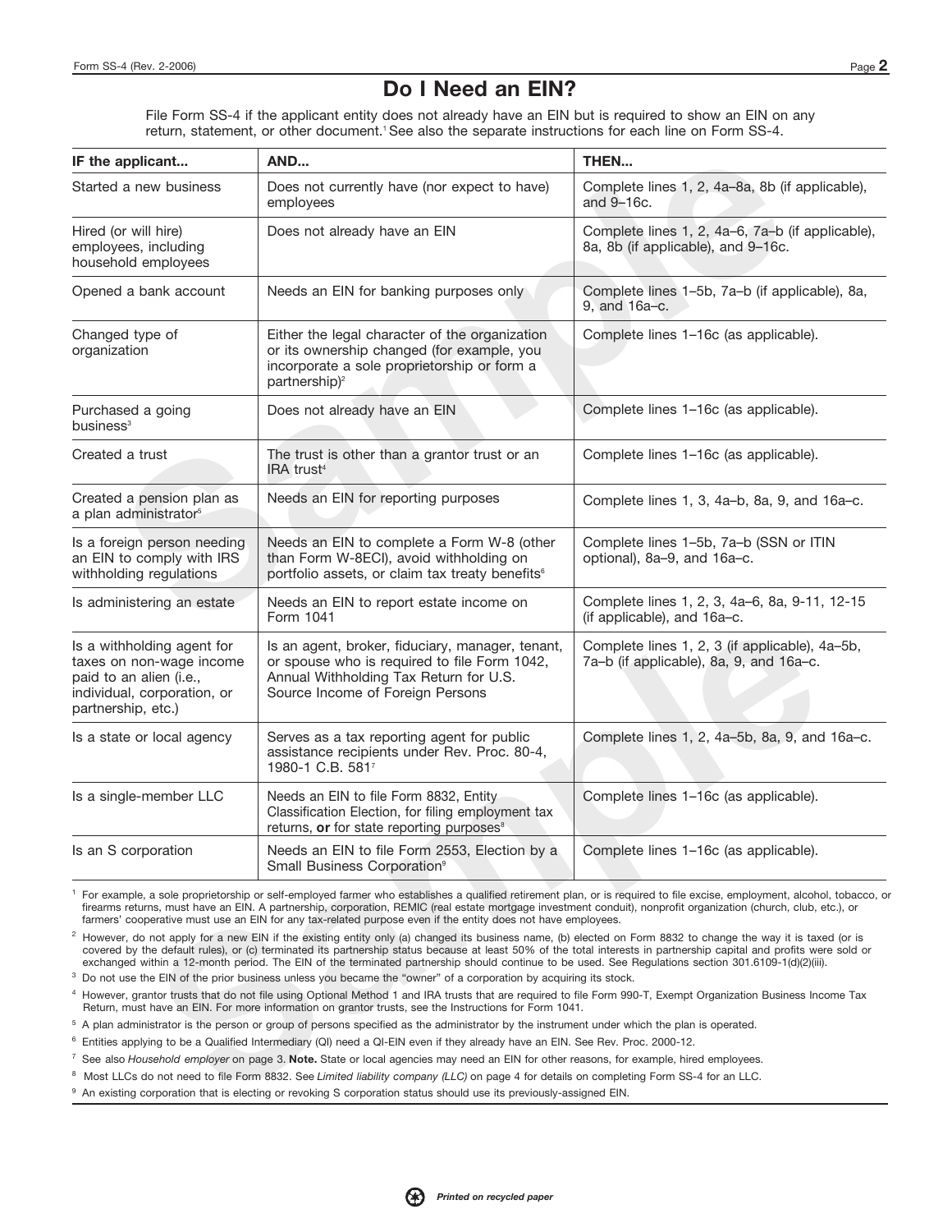# Do I Need an EIN?

File Form SS-4 if the applicant entity does not already have an EIN but is required to show an EIN on any return, statement, or other document.[1] See also the separate instructions for each line on Form SS-4.

| IF the applicant... | AND... | THEN... |
|---|---|---|
| Started a new business | Does not currently have (nor expect to have) employees | Complete lines 1, 2, 4a–8a, 8b (if applicable), and 9–16c. |
| Hired (or will hire) employees, including household employees | Does not already have an EIN | Complete lines 1, 2, 4a–6, 7a–b (if applicable), 8a, 8b (if applicable), and 9–16c. |
| Opened a bank account | Needs an EIN for banking purposes only | Complete lines 1–5b, 7a–b (if applicable), 8a, 9, and 16a–c. |
| Changed type of organization | Either the legal character of the organization or its ownership changed (for example, you incorporate a sole proprietorship or form a partnership)[2] | Complete lines 1–16c (as applicable). |
| Purchased a going business[3] | Does not already have an EIN | Complete lines 1–16c (as applicable). |
| Created a trust | The trust is other than a grantor trust or an IRA trust[4] | Complete lines 1–16c (as applicable). |
| Created a pension plan as a plan administrator[5] | Needs an EIN for reporting purposes | Complete lines 1, 3, 4a–b, 8a, 9, and 16a–c. |
| Is a foreign person needing an EIN to comply with IRS withholding regulations | Needs an EIN to complete a Form W-8 (other than Form W-8ECI), avoid withholding on portfolio assets, or claim tax treaty benefits[6] | Complete lines 1–5b, 7a–b (SSN or ITIN optional), 8a–9, and 16a–c. |
| Is administering an estate | Needs an EIN to report estate income on Form 1041 | Complete lines 1, 2, 3, 4a–6, 8a, 9-11, 12-15 (if applicable), and 16a–c. |
| Is a withholding agent for taxes on non-wage income paid to an alien (i.e., individual, corporation, or partnership, etc.) | Is an agent, broker, fiduciary, manager, tenant, or spouse who is required to file Form 1042, Annual Withholding Tax Return for U.S. Source Income of Foreign Persons | Complete lines 1, 2, 3 (if applicable), 4a–5b, 7a–b (if applicable), 8a, 9, and 16a–c. |
| Is a state or local agency | Serves as a tax reporting agent for public assistance recipients under Rev. Proc. 80-4, 1980-1 C.B. 581[7] | Complete lines 1, 2, 4a–5b, 8a, 9, and 16a–c. |
| Is a single-member LLC | Needs an EIN to file Form 8832, Entity Classification Election, for filing employment tax returns, **or** for state reporting purposes[8] | Complete lines 1–16c (as applicable). |
| Is an S corporation | Needs an EIN to file Form 2553, Election by a Small Business Corporation[9] | Complete lines 1–16c (as applicable). |

[1] For example, a sole proprietorship or self-employed farmer who establishes a qualified retirement plan, or is required to file excise, employment, alcohol, tobacco, or firearms returns, must have an EIN. A partnership, corporation, REMIC (real estate mortgage investment conduit), nonprofit organization (church, club, etc.), or farmers' cooperative must use an EIN for any tax-related purpose even if the entity does not have employees.

[2] However, do not apply for a new EIN if the existing entity only (a) changed its business name, (b) elected on Form 8832 to change the way it is taxed (or is covered by the default rules), or (c) terminated its partnership status because at least 50% of the total interests in partnership capital and profits were sold or exchanged within a 12-month period. The EIN of the terminated partnership should continue to be used. See Regulations section 301.6109-1(d)(2)(iii).

[3] Do not use the EIN of the prior business unless you became the "owner" of a corporation by acquiring its stock.

[4] However, grantor trusts that do not file using Optional Method 1 and IRA trusts that are required to file Form 990-T, Exempt Organization Business Income Tax Return, must have an EIN. For more information on grantor trusts, see the Instructions for Form 1041.

[5] A plan administrator is the person or group of persons specified as the administrator by the instrument under which the plan is operated.

[6] Entities applying to be a Qualified Intermediary (QI) need a QI-EIN even if they already have an EIN. See Rev. Proc. 2000-12.

[7] See also *Household employer* on page 3. **Note.** State or local agencies may need an EIN for other reasons, for example, hired employees.

[8] Most LLCs do not need to file Form 8832. See *Limited liability company (LLC)* on page 4 for details on completing Form SS-4 for an LLC.

[9] An existing corporation that is electing or revoking S corporation status should use its previously-assigned EIN.

*Printed on recycled paper*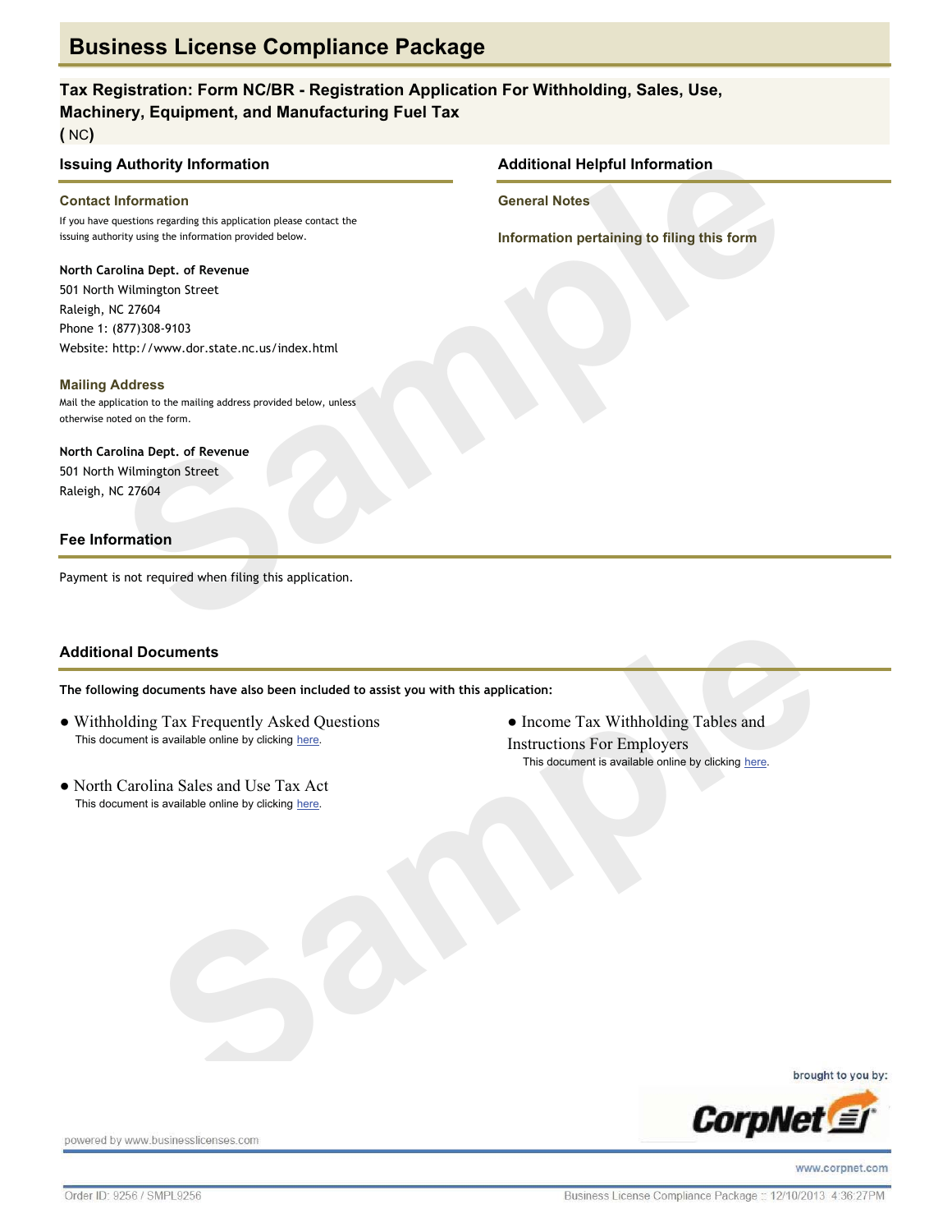# Business License Compliance Package

## Tax Registration: Form NC/BR - Registration Application For Withholding, Sales, Use, Machinery, Equipment, and Manufacturing Fuel Tax

**(** NC**)**

### Issuing Authority Information

#### Contact Information

If you have questions regarding this application please contact the issuing authority using the information provided below.

**North Carolina Dept. of Revenue**
501 North Wilmington Street
Raleigh, NC 27604
Phone 1: (877)308-9103
Website: http://www.dor.state.nc.us/index.html

#### Mailing Address

Mail the application to the mailing address provided below, unless otherwise noted on the form.

**North Carolina Dept. of Revenue**
501 North Wilmington Street
Raleigh, NC 27604

### Additional Helpful Information

#### General Notes

#### Information pertaining to filing this form

### Fee Information

Payment is not required when filing this application.

### Additional Documents

**The following documents have also been included to assist you with this application:**

- Withholding Tax Frequently Asked Questions
  This document is available online by clicking here.
- North Carolina Sales and Use Tax Act
  This document is available online by clicking here.
- Income Tax Withholding Tables and Instructions For Employers
  This document is available online by clicking here.

brought to you by:

CorpNet

powered by www.businesslicenses.com

www.corpnet.com

Order ID: 9256 / SMPL9256

Business License Compliance Package :: 12/10/2013 4:36:27PM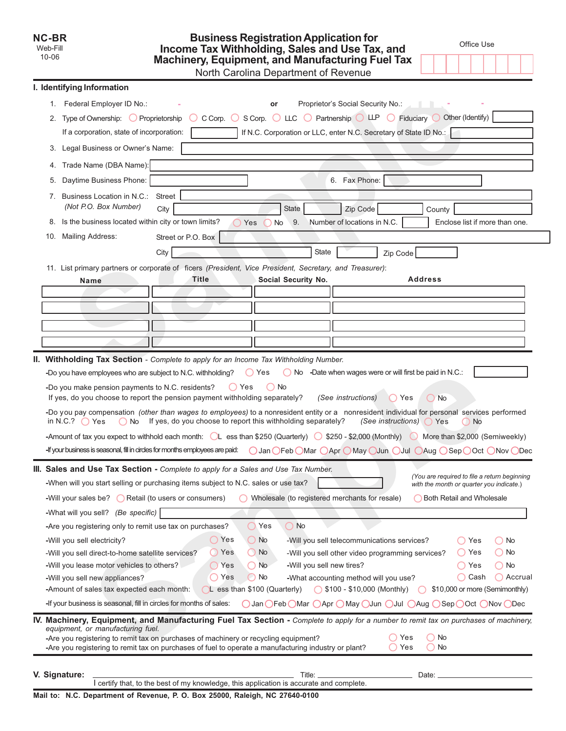NC-BR
Web-Fill
10-06

# Business Registration Application for Income Tax Withholding, Sales and Use Tax, and Machinery, Equipment, and Manufacturing Fuel Tax

North Carolina Department of Revenue

Office Use

## I. Identifying Information

1. Federal Employer ID No.: - or Proprietor's Social Security No.: - -
2. Type of Ownership: ◯ Proprietorship ◯ C Corp. ◯ S Corp. ◯ LLC ◯ Partnership ◯ LLP ◯ Fiduciary ◯ Other (Identify)

   If a corporation, state of incorporation: If N.C. Corporation or LLC, enter N.C. Secretary of State ID No.:
3. Legal Business or Owner's Name:
4. Trade Name (DBA Name):
5. Daytime Business Phone: 6. Fax Phone:
7. Business Location in N.C.: Street
   *(Not P.O. Box Number)* City State Zip Code County
8. Is the business located within city or town limits? ◯ Yes ◯ No 9. Number of locations in N.C. Enclose list if more than one.
10. Mailing Address: Street or P.O. Box
    City State Zip Code
11. List primary partners or corporate officers *(President, Vice President, Secretary, and Treasurer)*:

| Name | Title | Social Security No. | Address |
|---|---|---|---|
| | | | |
| | | | |
| | | | |
| | | | |

## II. Withholding Tax Section - *Complete to apply for an Income Tax Withholding Number.*

-Do you have employees who are subject to N.C. withholding? ◯ Yes ◯ No -Date when wages were or will first be paid in N.C.:

-Do you make pension payments to N.C. residents? ◯ Yes ◯ No
If yes, do you choose to report the pension payment withholding separately? *(See instructions)* ◯ Yes ◯ No

-Do you pay compensation *(other than wages to employees)* to a nonresident entity or a nonresident individual for personal services performed in N.C.? ◯ Yes ◯ No If yes, do you choose to report this withholding separately? *(See instructions)* ◯ Yes ◯ No

-Amount of tax you expect to withhold each month: ◯ Less than $250 (Quarterly) ◯ $250 - $2,000 (Monthly) ◯ More than $2,000 (Semiweekly)

-If your business is seasonal, fill in circles for months employees are paid: ◯ Jan ◯ Feb ◯ Mar ◯ Apr ◯ May ◯ Jun ◯ Jul ◯ Aug ◯ Sep ◯ Oct ◯ Nov ◯ Dec

## III. Sales and Use Tax Section - *Complete to apply for a Sales and Use Tax Number.*

-When will you start selling or purchasing items subject to N.C. sales or use tax? *(You are required to file a return beginning with the month or quarter you indicate.)*

-Will your sales be? ◯ Retail (to users or consumers) ◯ Wholesale (to registered merchants for resale) ◯ Both Retail and Wholesale

-What will you sell? *(Be specific)*

-Are you registering only to remit use tax on purchases? ◯ Yes ◯ No

-Will you sell electricity? ◯ Yes ◯ No -Will you sell telecommunications services? ◯ Yes ◯ No

-Will you sell direct-to-home satellite services? ◯ Yes ◯ No -Will you sell other video programming services? ◯ Yes ◯ No

-Will you lease motor vehicles to others? ◯ Yes ◯ No -Will you sell new tires? ◯ Yes ◯ No

-Will you sell new appliances? ◯ Yes ◯ No -What accounting method will you use? ◯ Cash ◯ Accrual

-Amount of sales tax expected each month: ◯ Less than $100 (Quarterly) ◯ $100 - $10,000 (Monthly) ◯ $10,000 or more (Semimonthly)

-If your business is seasonal, fill in circles for months of sales: ◯ Jan ◯ Feb ◯ Mar ◯ Apr ◯ May ◯ Jun ◯ Jul ◯ Aug ◯ Sep ◯ Oct ◯ Nov ◯ Dec

## IV. Machinery, Equipment, and Manufacturing Fuel Tax Section - *Complete to apply for a number to remit tax on purchases of machinery, equipment, or manufacturing fuel.*

-Are you registering to remit tax on purchases of machinery or recycling equipment? ◯ Yes ◯ No

-Are you registering to remit tax on purchases of fuel to operate a manufacturing industry or plant? ◯ Yes ◯ No

## V. Signature: ______________________ Title: ______________ Date: ______________

I certify that, to the best of my knowledge, this application is accurate and complete.

**Mail to: N.C. Department of Revenue, P. O. Box 25000, Raleigh, NC 27640-0100**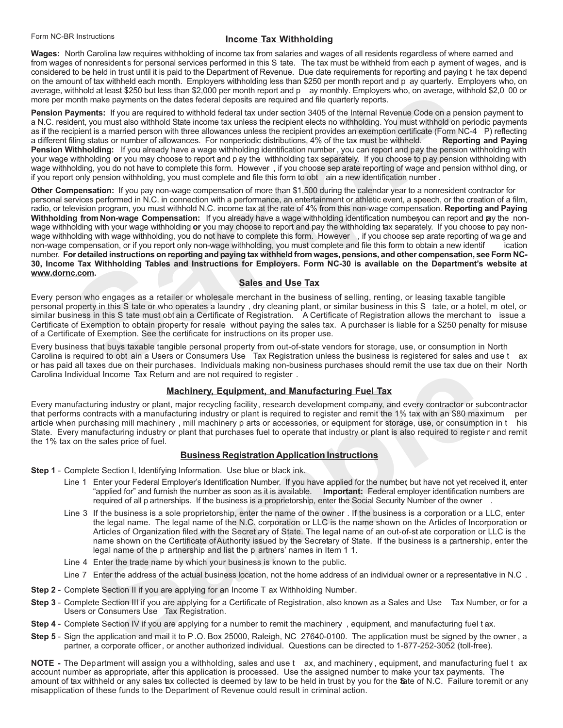Form NC-BR Instructions

## Income Tax Withholding

**Wages:** North Carolina law requires withholding of income tax from salaries and wages of all residents regardless of where earned and from wages of nonresidents for personal services performed in this State. The tax must be withheld from each payment of wages, and is considered to be held in trust until it is paid to the Department of Revenue. Due date requirements for reporting and paying the tax depend on the amount of tax withheld each month. Employers withholding less than $250 per month report and pay quarterly. Employers who, on average, withhold at least $250 but less than $2,000 per month report and pay monthly. Employers who, on average, withhold $2,000 or more per month make payments on the dates federal deposits are required and file quarterly reports.

**Pension Payments:** If you are required to withhold federal tax under section 3405 of the Internal Revenue Code on a pension payment to a N.C. resident, you must also withhold State income tax unless the recipient elects no withholding. You must withhold on periodic payments as if the recipient is a married person with three allowances unless the recipient provides an exemption certificate (Form NC-4P) reflecting a different filing status or number of allowances. For nonperiodic distributions, 4% of the tax must be withheld. **Reporting and Paying Pension Withholding:** If you already have a wage withholding identification number, you can report and pay the pension withholding with your wage withholding **or** you may choose to report and pay the withholding tax separately. If you choose to pay pension withholding with wage withholding, you do not have to complete this form. However, if you choose separate reporting of wage and pension withholding, or if you report only pension withholding, you must complete and file this form to obtain a new identification number.

**Other Compensation:** If you pay non-wage compensation of more than $1,500 during the calendar year to a nonresident contractor for personal services performed in N.C. in connection with a performance, an entertainment or athletic event, a speech, or the creation of a film, radio, or television program, you must withhold N.C. income tax at the rate of 4% from this non-wage compensation. **Reporting and Paying Withholding from Non-wage Compensation:** If you already have a wage withholding identification number, you can report and pay the non-wage withholding with your wage withholding **or** you may choose to report and pay the withholding tax separately. If you choose to pay non-wage withholding with wage withholding, you do not have to complete this form. However, if you choose separate reporting of wage and non-wage compensation, or if you report only non-wage withholding, you must complete and file this form to obtain a new identification number. **For detailed instructions on reporting and paying tax withheld from wages, pensions, and other compensation, see Form NC-30, Income Tax Withholding Tables and Instructions for Employers. Form NC-30 is available on the Department's website at www.dornc.com.**

## Sales and Use Tax

Every person who engages as a retailer or wholesale merchant in the business of selling, renting, or leasing taxable tangible personal property in this State or who operates a laundry, dry cleaning plant, or similar business in this State, or a hotel, motel, or similar business in this State must obtain a Certificate of Registration. A Certificate of Registration allows the merchant to issue a Certificate of Exemption to obtain property for resale without paying the sales tax. A purchaser is liable for a $250 penalty for misuse of a Certificate of Exemption. See the certificate for instructions on its proper use.

Every business that buys taxable tangible personal property from out-of-state vendors for storage, use, or consumption in North Carolina is required to obtain a Users or Consumers Use Tax Registration unless the business is registered for sales and use tax or has paid all taxes due on their purchases. Individuals making non-business purchases should remit the use tax due on their North Carolina Individual Income Tax Return and are not required to register.

## Machinery, Equipment, and Manufacturing Fuel Tax

Every manufacturing industry or plant, major recycling facility, research development company, and every contractor or subcontractor that performs contracts with a manufacturing industry or plant is required to register and remit the 1% tax with an $80 maximum per article when purchasing mill machinery, mill machinery parts or accessories, or equipment for storage, use, or consumption in this State. Every manufacturing industry or plant that purchases fuel to operate that industry or plant is also required to register and remit the 1% tax on the sales price of fuel.

## Business Registration Application Instructions

**Step 1** - Complete Section I, Identifying Information. Use blue or black ink.

- Line 1 Enter your Federal Employer's Identification Number. If you have applied for the number, but have not yet received it, enter "applied for" and furnish the number as soon as it is available. **Important:** Federal employer identification numbers are required of all partnerships. If the business is a proprietorship, enter the Social Security Number of the owner.
- Line 3 If the business is a sole proprietorship, enter the name of the owner. If the business is a corporation or a LLC, enter the legal name. The legal name of the N.C. corporation or LLC is the name shown on the Articles of Incorporation or Articles of Organization filed with the Secretary of State. The legal name of an out-of-state corporation or LLC is the name shown on the Certificate of Authority issued by the Secretary of State. If the business is a partnership, enter the legal name of the partnership and list the partners' names in Item 11.
- Line 4 Enter the trade name by which your business is known to the public.
- Line 7 Enter the address of the actual business location, not the home address of an individual owner or a representative in N.C.

**Step 2** - Complete Section II if you are applying for an Income Tax Withholding Number.

**Step 3** - Complete Section III if you are applying for a Certificate of Registration, also known as a Sales and Use Tax Number, or for a Users or Consumers Use Tax Registration.

**Step 4** - Complete Section IV if you are applying for a number to remit the machinery, equipment, and manufacturing fuel tax.

**Step 5** - Sign the application and mail it to P.O. Box 25000, Raleigh, NC 27640-0100. The application must be signed by the owner, a partner, a corporate officer, or another authorized individual. Questions can be directed to 1-877-252-3052 (toll-free).

**NOTE -** The Department will assign you a withholding, sales and use tax, and machinery, equipment, and manufacturing fuel tax account number as appropriate, after this application is processed. Use the assigned number to make your tax payments. The amount of tax withheld or any sales tax collected is deemed by law to be held in trust by you for the State of N.C. Failure to remit or any misapplication of these funds to the Department of Revenue could result in criminal action.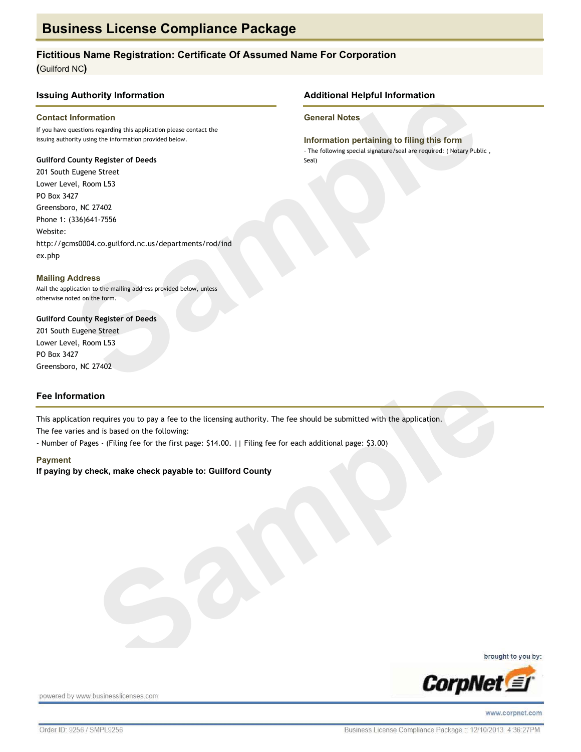# Business License Compliance Package

## Fictitious Name Registration: Certificate Of Assumed Name For Corporation

**(**Guilford NC**)**

## Issuing Authority Information

### Contact Information

If you have questions regarding this application please contact the issuing authority using the information provided below.

**Guilford County Register of Deeds**
201 South Eugene Street
Lower Level, Room L53
PO Box 3427
Greensboro, NC 27402
Phone 1: (336)641-7556
Website:
http://gcms0004.co.guilford.nc.us/departments/rod/index.php

### Mailing Address

Mail the application to the mailing address provided below, unless otherwise noted on the form.

**Guilford County Register of Deeds**
201 South Eugene Street
Lower Level, Room L53
PO Box 3427
Greensboro, NC 27402

## Additional Helpful Information

### General Notes

### Information pertaining to filing this form

- The following special signature/seal are required: ( Notary Public , Seal)

## Fee Information

This application requires you to pay a fee to the licensing authority. The fee should be submitted with the application.
The fee varies and is based on the following:
- Number of Pages - (Filing fee for the first page: $14.00. || Filing fee for each additional page: $3.00)

### Payment

**If paying by check, make check payable to: Guilford County**

brought to you by:

powered by www.businesslicenses.com

www.corpnet.com

Order ID: 9256 / SMPL9256

Business License Compliance Package :: 12/10/2013 4:36:27PM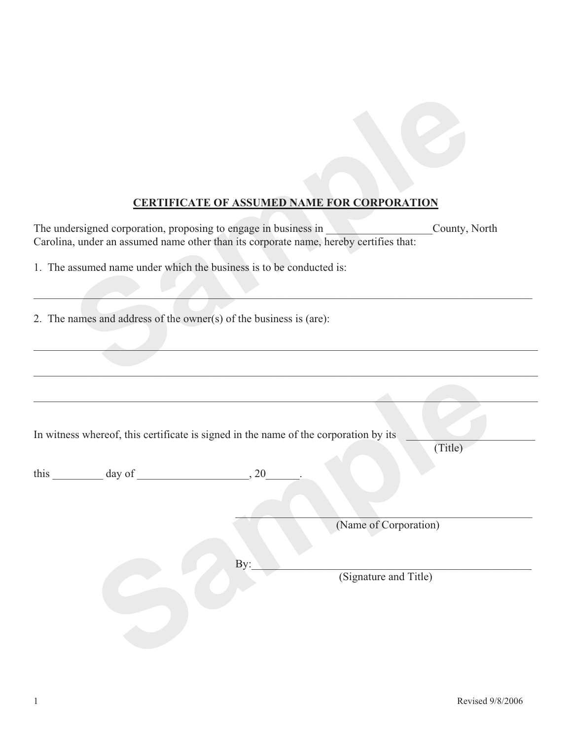## CERTIFICATE OF ASSUMED NAME FOR CORPORATION

The undersigned corporation, proposing to engage in business in ___________________County, North Carolina, under an assumed name other than its corporate name, hereby certifies that:

1. The assumed name under which the business is to be conducted is:

_____________________________________________________________________________________

2. The names and address of the owner(s) of the business is (are):

_____________________________________________________________________________________

_____________________________________________________________________________________

_____________________________________________________________________________________

In witness whereof, this certificate is signed in the name of the corporation by its _______________________ (Title)

this _________ day of ___________________, 20______.

_______________________________________________________
(Name of Corporation)

By:____________________________________________________
(Signature and Title)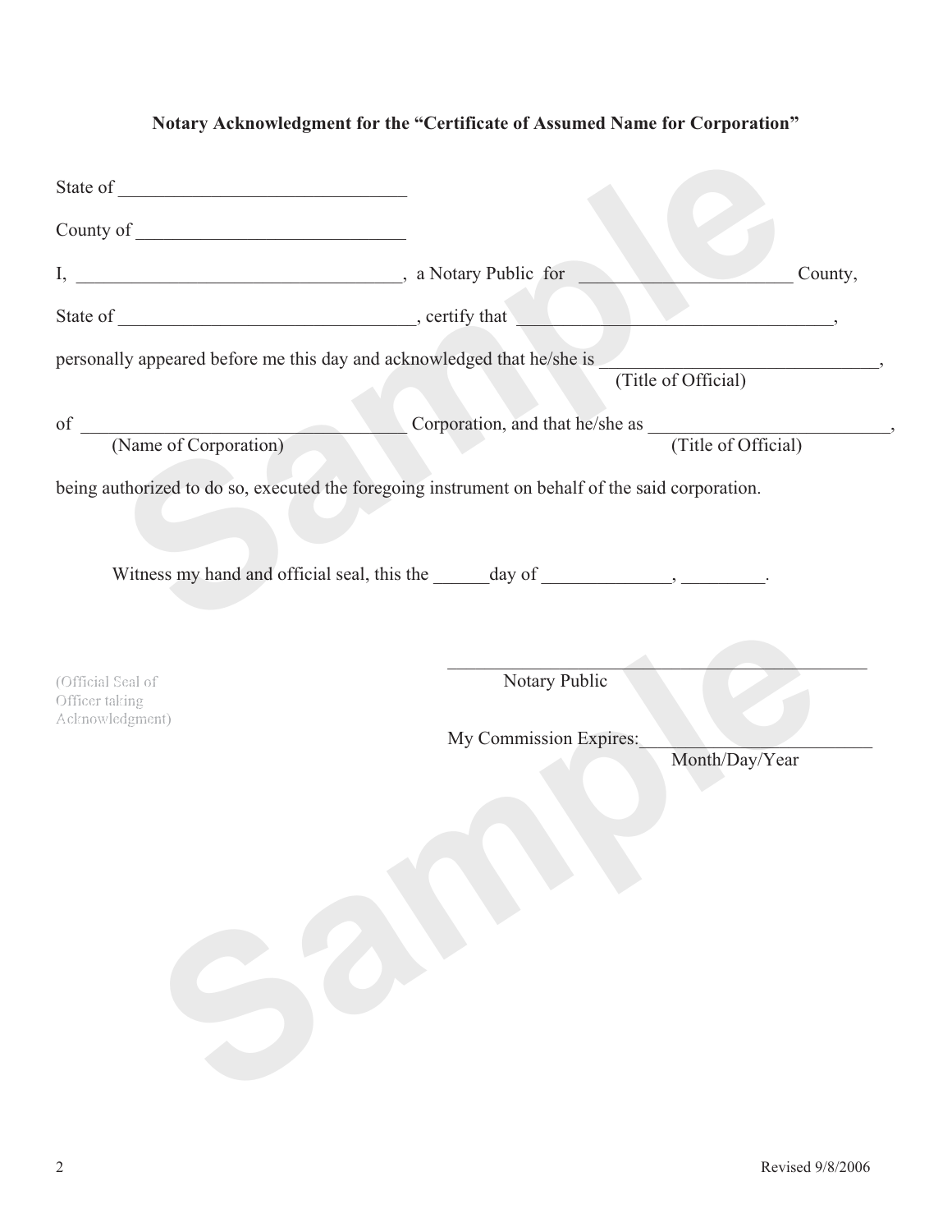**Notary Acknowledgment for the "Certificate of Assumed Name for Corporation"**

State of ______________________________

County of ____________________________

I, ___________________________________, a Notary Public for ______________________ County,

State of _________________________________, certify that _________________________________,

personally appeared before me this day and acknowledged that he/she is ____________________________,
(Title of Official)

of ___________________________________ Corporation, and that he/she as ________________________,
(Name of Corporation) (Title of Official)

being authorized to do so, executed the foregoing instrument on behalf of the said corporation.

Witness my hand and official seal, this the ______day of ______________, _________.

(Official Seal of Officer taking Acknowledgment)

_______________________________________________
Notary Public

My Commission Expires:________________________
Month/Day/Year

Revised 9/8/2006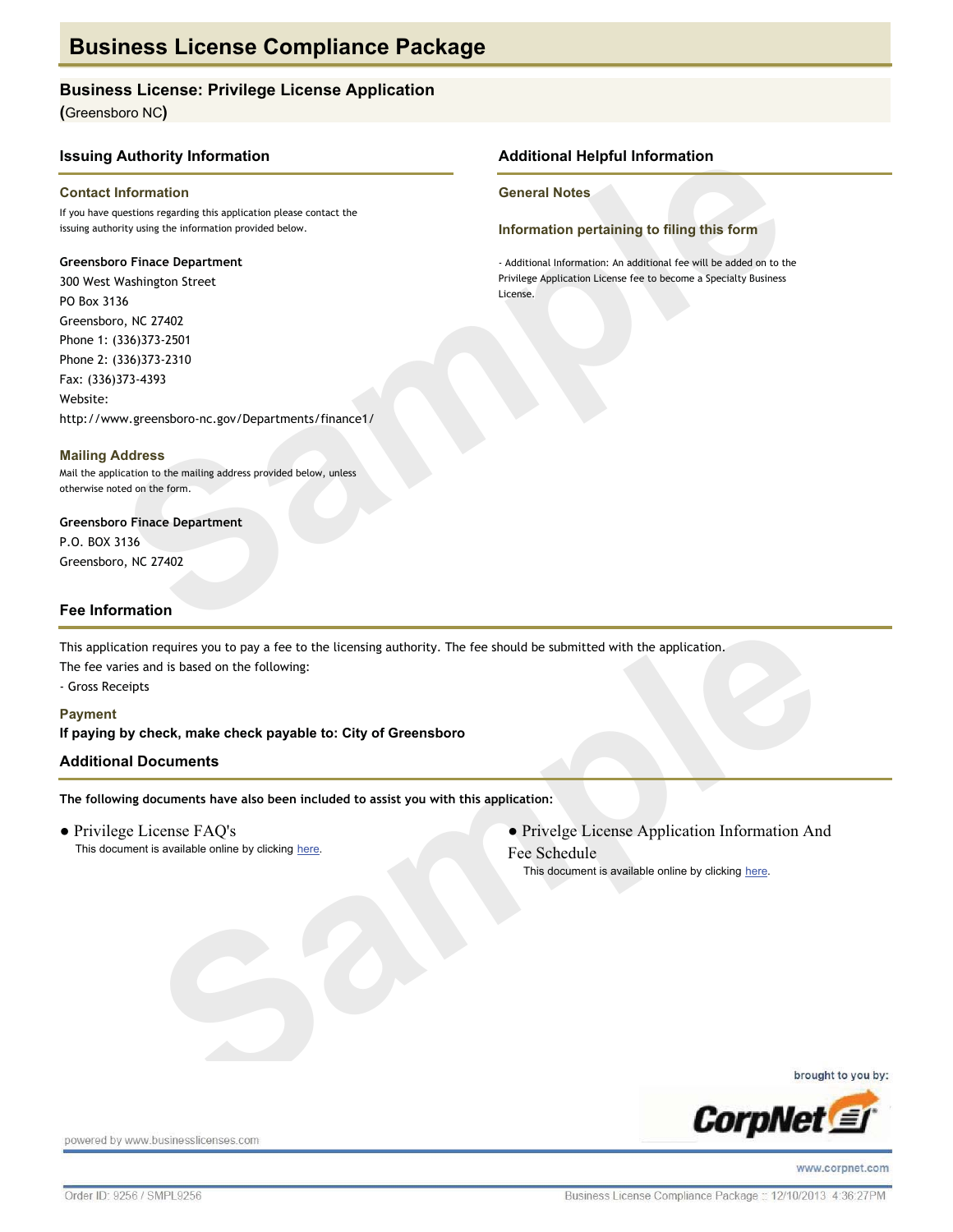# Business License Compliance Package

## Business License: Privilege License Application

(Greensboro NC)

### Issuing Authority Information

#### Contact Information

If you have questions regarding this application please contact the issuing authority using the information provided below.

**Greensboro Finace Department**
300 West Washington Street
PO Box 3136
Greensboro, NC 27402
Phone 1: (336)373-2501
Phone 2: (336)373-2310
Fax: (336)373-4393
Website:
http://www.greensboro-nc.gov/Departments/finance1/

#### Mailing Address

Mail the application to the mailing address provided below, unless otherwise noted on the form.

**Greensboro Finace Department**
P.O. BOX 3136
Greensboro, NC 27402

### Additional Helpful Information

#### General Notes

#### Information pertaining to filing this form

- Additional Information: An additional fee will be added on to the Privilege Application License fee to become a Specialty Business License.

### Fee Information

This application requires you to pay a fee to the licensing authority. The fee should be submitted with the application.
The fee varies and is based on the following:
- Gross Receipts

#### Payment

**If paying by check, make check payable to: City of Greensboro**

### Additional Documents

**The following documents have also been included to assist you with this application:**

- Privilege License FAQ's
  This document is available online by clicking here.
- Privelge License Application Information And Fee Schedule
  This document is available online by clicking here.

brought to you by: CorpNet

powered by www.businesslicenses.com

www.corpnet.com

Order ID: 9256 / SMPL9256 — Business License Compliance Package :: 12/10/2013 4:36:27PM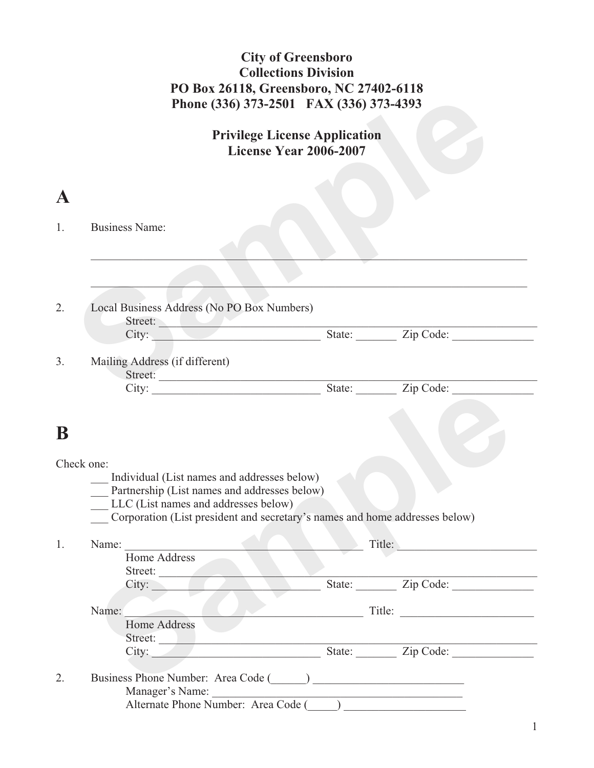**City of Greensboro**
**Collections Division**
**PO Box 26118, Greensboro, NC 27402-6118**
**Phone (336) 373-2501 FAX (336) 373-4393**

**Privilege License Application**
**License Year 2006-2007**

# A

1. Business Name:

_______________________________________________________________________________

_______________________________________________________________________________

2. Local Business Address (No PO Box Numbers)
   Street: ______________________________________________________________
   City: ____________________________ State: _______ Zip Code: ______________

3. Mailing Address (if different)
   Street: ______________________________________________________________
   City: ____________________________ State: _______ Zip Code: ______________

# B

Check one:
___ Individual (List names and addresses below)
___ Partnership (List names and addresses below)
___ LLC (List names and addresses below)
___ Corporation (List president and secretary's names and home addresses below)

1. Name: __________________________________________ Title: ________________________
   Home Address
   Street: ______________________________________________________________
   City: ____________________________ State: _______ Zip Code: ______________

   Name: __________________________________________ Title: ________________________
   Home Address
   Street: ______________________________________________________________
   City: ____________________________ State: _______ Zip Code: ______________

2. Business Phone Number: Area Code (______) __________________________
   Manager's Name: ____________________________________________
   Alternate Phone Number: Area Code (_____) _____________________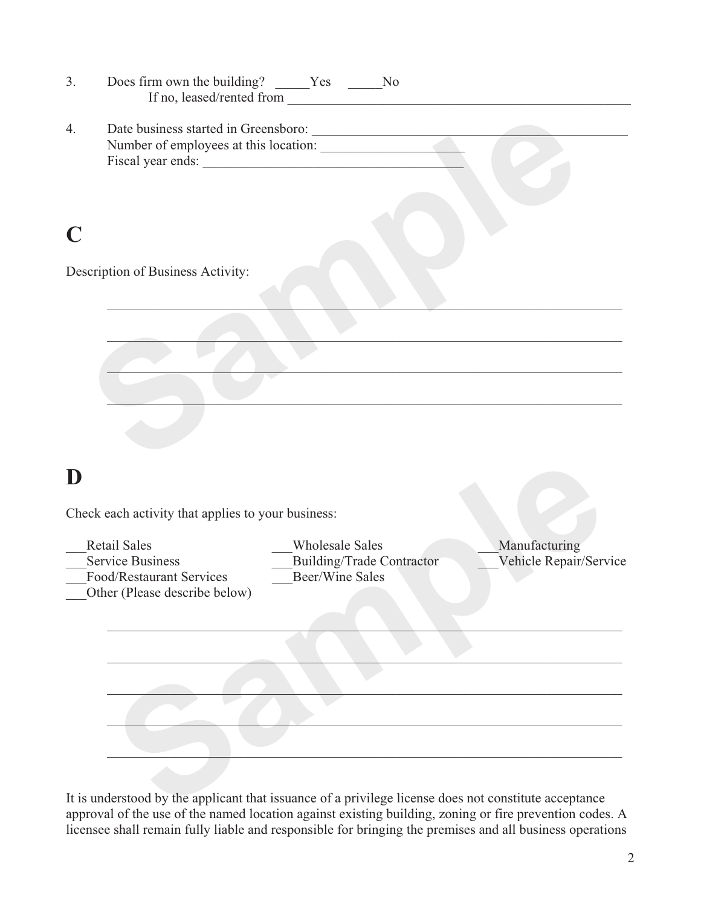3. Does firm own the building? _____Yes _____No
   If no, leased/rented from ______________________________________________________

4. Date business started in Greensboro: ________________________________________________
   Number of employees at this location: ____________________
   Fiscal year ends: ________________________________________

# C

Description of Business Activity:

_____________________________________________________________________________

_____________________________________________________________________________

_____________________________________________________________________________

_____________________________________________________________________________

# D

Check each activity that applies to your business:

___Retail Sales ___Wholesale Sales ___Manufacturing
___Service Business ___Building/Trade Contractor ___Vehicle Repair/Service
___Food/Restaurant Services ___Beer/Wine Sales
___Other (Please describe below)

_____________________________________________________________________________

_____________________________________________________________________________

_____________________________________________________________________________

_____________________________________________________________________________

_____________________________________________________________________________

It is understood by the applicant that issuance of a privilege license does not constitute acceptance approval of the use of the named location against existing building, zoning or fire prevention codes. A licensee shall remain fully liable and responsible for bringing the premises and all business operations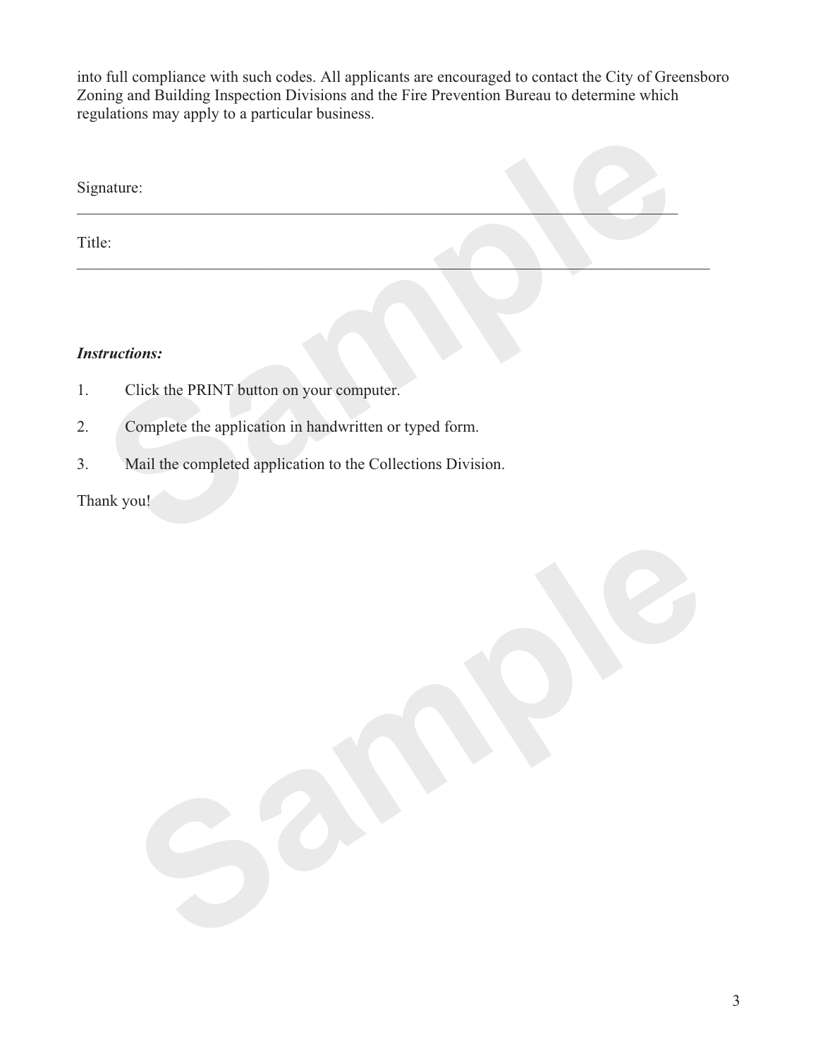into full compliance with such codes. All applicants are encouraged to contact the City of Greensboro Zoning and Building Inspection Divisions and the Fire Prevention Bureau to determine which regulations may apply to a particular business.

Signature: ___________________________________________________________________________

Title: _______________________________________________________________________________

***Instructions:***

1. Click the PRINT button on your computer.
2. Complete the application in handwritten or typed form.
3. Mail the completed application to the Collections Division.

Thank you!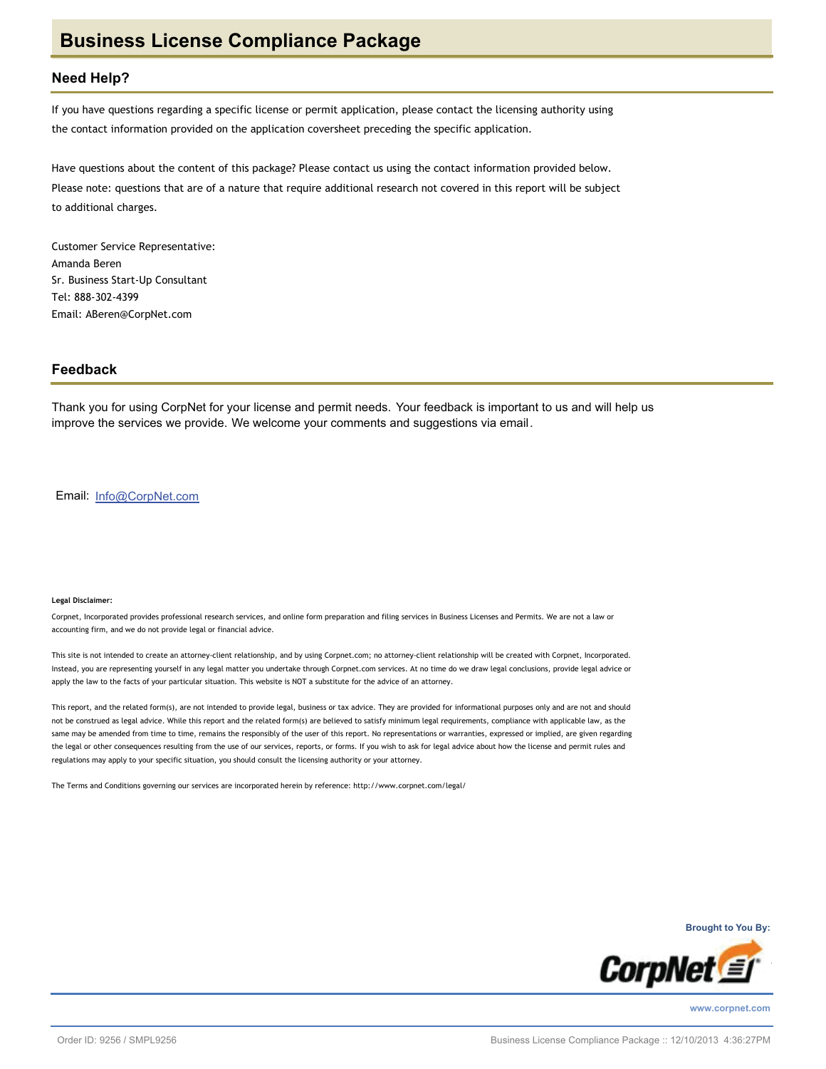# Business License Compliance Package

## Need Help?

If you have questions regarding a specific license or permit application, please contact the licensing authority using the contact information provided on the application coversheet preceding the specific application.

Have questions about the content of this package? Please contact us using the contact information provided below. Please note: questions that are of a nature that require additional research not covered in this report will be subject to additional charges.

Customer Service Representative:
Amanda Beren
Sr. Business Start-Up Consultant
Tel: 888-302-4399
Email: ABeren@CorpNet.com

## Feedback

Thank you for using CorpNet for your license and permit needs. Your feedback is important to us and will help us improve the services we provide. We welcome your comments and suggestions via email.

Email: Info@CorpNet.com

**Legal Disclaimer:**

Corpnet, Incorporated provides professional research services, and online form preparation and filing services in Business Licenses and Permits. We are not a law or accounting firm, and we do not provide legal or financial advice.

This site is not intended to create an attorney-client relationship, and by using Corpnet.com; no attorney-client relationship will be created with Corpnet, Incorporated. Instead, you are representing yourself in any legal matter you undertake through Corpnet.com services. At no time do we draw legal conclusions, provide legal advice or apply the law to the facts of your particular situation. This website is NOT a substitute for the advice of an attorney.

This report, and the related form(s), are not intended to provide legal, business or tax advice. They are provided for informational purposes only and are not and should not be construed as legal advice. While this report and the related form(s) are believed to satisfy minimum legal requirements, compliance with applicable law, as the same may be amended from time to time, remains the responsibly of the user of this report. No representations or warranties, expressed or implied, are given regarding the legal or other consequences resulting from the use of our services, reports, or forms. If you wish to ask for legal advice about how the license and permit rules and regulations may apply to your specific situation, you should consult the licensing authority or your attorney.

The Terms and Conditions governing our services are incorporated herein by reference: http://www.corpnet.com/legal/

Brought to You By:

CorpNet

www.corpnet.com

Order ID: 9256 / SMPL9256

Business License Compliance Package :: 12/10/2013 4:36:27PM